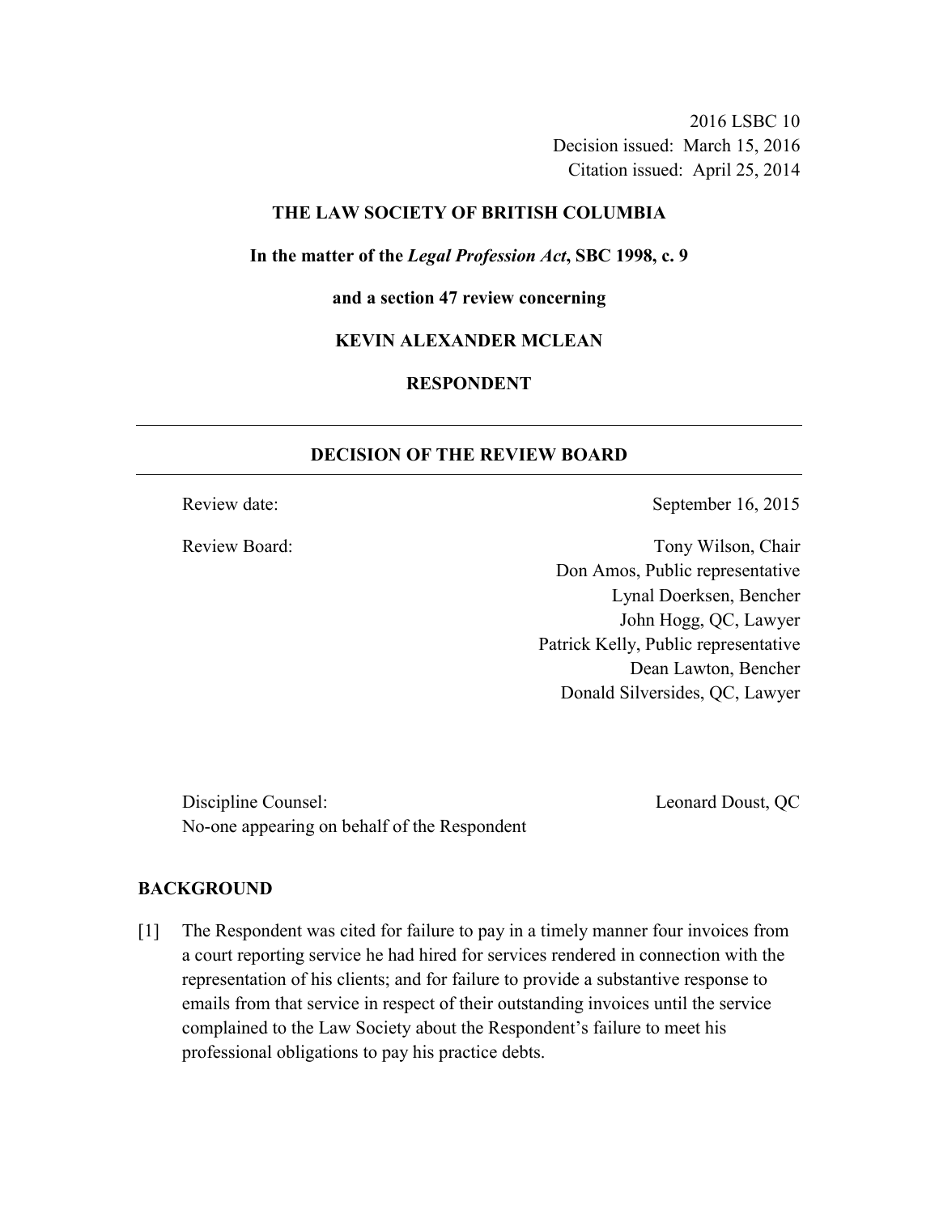2016 LSBC 10
Decision issued: March 15, 2016
Citation issued: April 25, 2014

**THE LAW SOCIETY OF BRITISH COLUMBIA**

**In the matter of the *Legal Profession Act*, SBC 1998, c. 9**

**and a section 47 review concerning**

**KEVIN ALEXANDER MCLEAN**

**RESPONDENT**

---

**DECISION OF THE REVIEW BOARD**

---

Review date: September 16, 2015

Review Board:
Tony Wilson, Chair
Don Amos, Public representative
Lynal Doerksen, Bencher
John Hogg, QC, Lawyer
Patrick Kelly, Public representative
Dean Lawton, Bencher
Donald Silversides, QC, Lawyer

Discipline Counsel: Leonard Doust, QC
No-one appearing on behalf of the Respondent

## BACKGROUND

[1] The Respondent was cited for failure to pay in a timely manner four invoices from a court reporting service he had hired for services rendered in connection with the representation of his clients; and for failure to provide a substantive response to emails from that service in respect of their outstanding invoices until the service complained to the Law Society about the Respondent's failure to meet his professional obligations to pay his practice debts.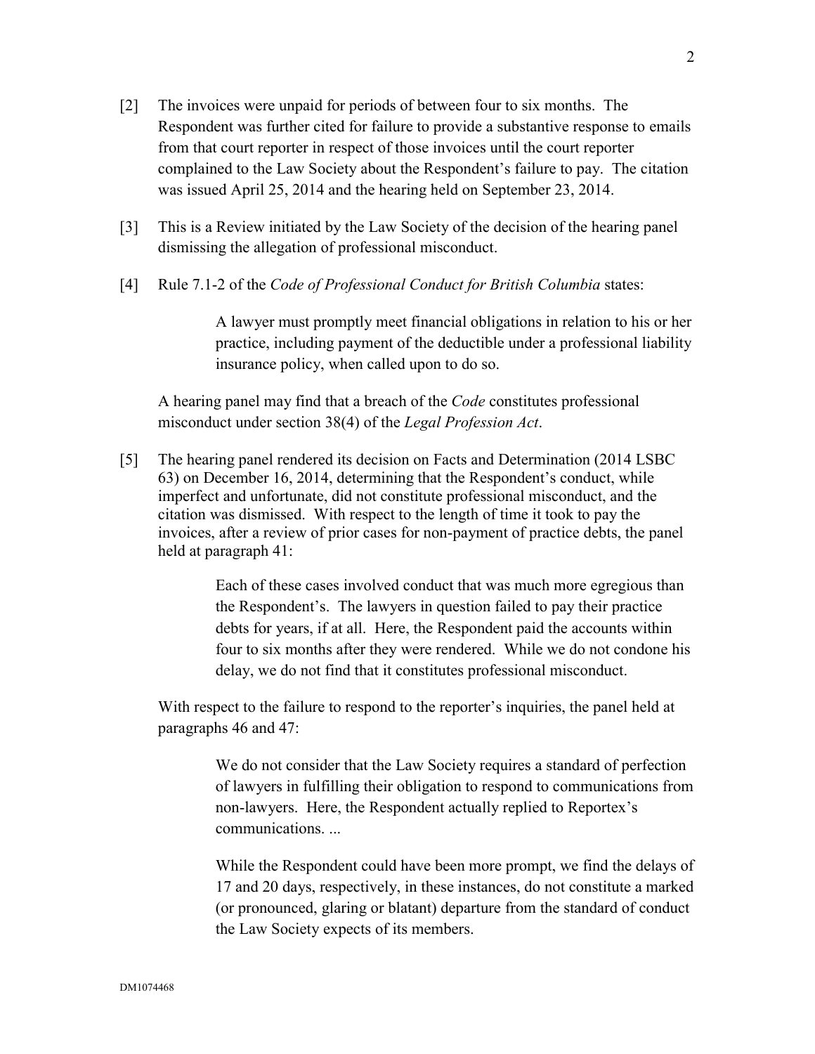[2] The invoices were unpaid for periods of between four to six months. The Respondent was further cited for failure to provide a substantive response to emails from that court reporter in respect of those invoices until the court reporter complained to the Law Society about the Respondent's failure to pay. The citation was issued April 25, 2014 and the hearing held on September 23, 2014.

[3] This is a Review initiated by the Law Society of the decision of the hearing panel dismissing the allegation of professional misconduct.

[4] Rule 7.1-2 of the *Code of Professional Conduct for British Columbia* states:

> A lawyer must promptly meet financial obligations in relation to his or her practice, including payment of the deductible under a professional liability insurance policy, when called upon to do so.

A hearing panel may find that a breach of the *Code* constitutes professional misconduct under section 38(4) of the *Legal Profession Act*.

[5] The hearing panel rendered its decision on Facts and Determination (2014 LSBC 63) on December 16, 2014, determining that the Respondent's conduct, while imperfect and unfortunate, did not constitute professional misconduct, and the citation was dismissed. With respect to the length of time it took to pay the invoices, after a review of prior cases for non-payment of practice debts, the panel held at paragraph 41:

> Each of these cases involved conduct that was much more egregious than the Respondent's. The lawyers in question failed to pay their practice debts for years, if at all. Here, the Respondent paid the accounts within four to six months after they were rendered. While we do not condone his delay, we do not find that it constitutes professional misconduct.

With respect to the failure to respond to the reporter's inquiries, the panel held at paragraphs 46 and 47:

> We do not consider that the Law Society requires a standard of perfection of lawyers in fulfilling their obligation to respond to communications from non-lawyers. Here, the Respondent actually replied to Reportex's communications. ...
>
> While the Respondent could have been more prompt, we find the delays of 17 and 20 days, respectively, in these instances, do not constitute a marked (or pronounced, glaring or blatant) departure from the standard of conduct the Law Society expects of its members.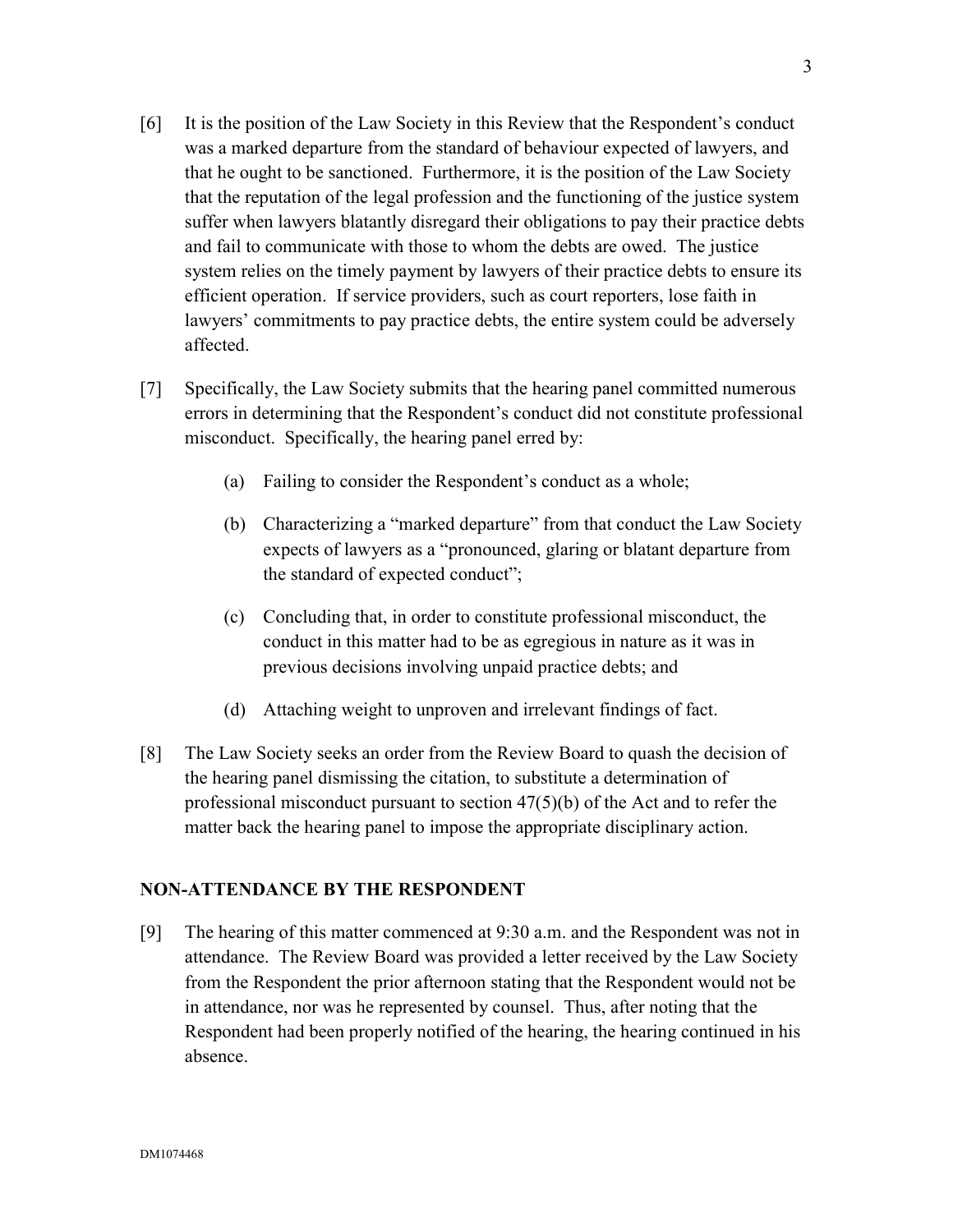[6] It is the position of the Law Society in this Review that the Respondent's conduct was a marked departure from the standard of behaviour expected of lawyers, and that he ought to be sanctioned. Furthermore, it is the position of the Law Society that the reputation of the legal profession and the functioning of the justice system suffer when lawyers blatantly disregard their obligations to pay their practice debts and fail to communicate with those to whom the debts are owed. The justice system relies on the timely payment by lawyers of their practice debts to ensure its efficient operation. If service providers, such as court reporters, lose faith in lawyers' commitments to pay practice debts, the entire system could be adversely affected.

[7] Specifically, the Law Society submits that the hearing panel committed numerous errors in determining that the Respondent's conduct did not constitute professional misconduct. Specifically, the hearing panel erred by:

(a) Failing to consider the Respondent's conduct as a whole;

(b) Characterizing a "marked departure" from that conduct the Law Society expects of lawyers as a "pronounced, glaring or blatant departure from the standard of expected conduct";

(c) Concluding that, in order to constitute professional misconduct, the conduct in this matter had to be as egregious in nature as it was in previous decisions involving unpaid practice debts; and

(d) Attaching weight to unproven and irrelevant findings of fact.

[8] The Law Society seeks an order from the Review Board to quash the decision of the hearing panel dismissing the citation, to substitute a determination of professional misconduct pursuant to section 47(5)(b) of the Act and to refer the matter back the hearing panel to impose the appropriate disciplinary action.

## NON-ATTENDANCE BY THE RESPONDENT

[9] The hearing of this matter commenced at 9:30 a.m. and the Respondent was not in attendance. The Review Board was provided a letter received by the Law Society from the Respondent the prior afternoon stating that the Respondent would not be in attendance, nor was he represented by counsel. Thus, after noting that the Respondent had been properly notified of the hearing, the hearing continued in his absence.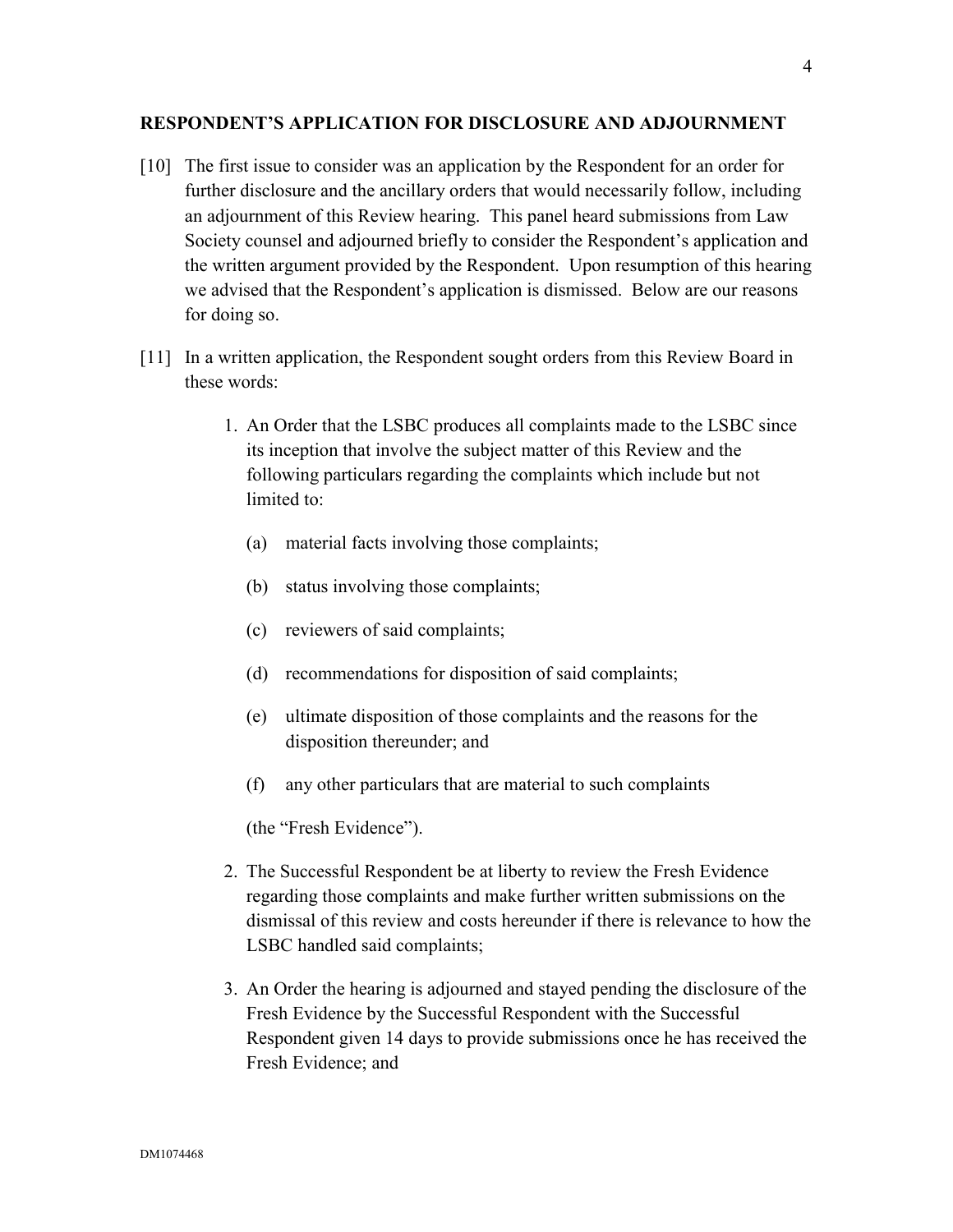## RESPONDENT'S APPLICATION FOR DISCLOSURE AND ADJOURNMENT

[10] The first issue to consider was an application by the Respondent for an order for further disclosure and the ancillary orders that would necessarily follow, including an adjournment of this Review hearing. This panel heard submissions from Law Society counsel and adjourned briefly to consider the Respondent's application and the written argument provided by the Respondent. Upon resumption of this hearing we advised that the Respondent's application is dismissed. Below are our reasons for doing so.

[11] In a written application, the Respondent sought orders from this Review Board in these words:

1. An Order that the LSBC produces all complaints made to the LSBC since its inception that involve the subject matter of this Review and the following particulars regarding the complaints which include but not limited to:

    (a) material facts involving those complaints;

    (b) status involving those complaints;

    (c) reviewers of said complaints;

    (d) recommendations for disposition of said complaints;

    (e) ultimate disposition of those complaints and the reasons for the disposition thereunder; and

    (f) any other particulars that are material to such complaints

    (the "Fresh Evidence").

2. The Successful Respondent be at liberty to review the Fresh Evidence regarding those complaints and make further written submissions on the dismissal of this review and costs hereunder if there is relevance to how the LSBC handled said complaints;

3. An Order the hearing is adjourned and stayed pending the disclosure of the Fresh Evidence by the Successful Respondent with the Successful Respondent given 14 days to provide submissions once he has received the Fresh Evidence; and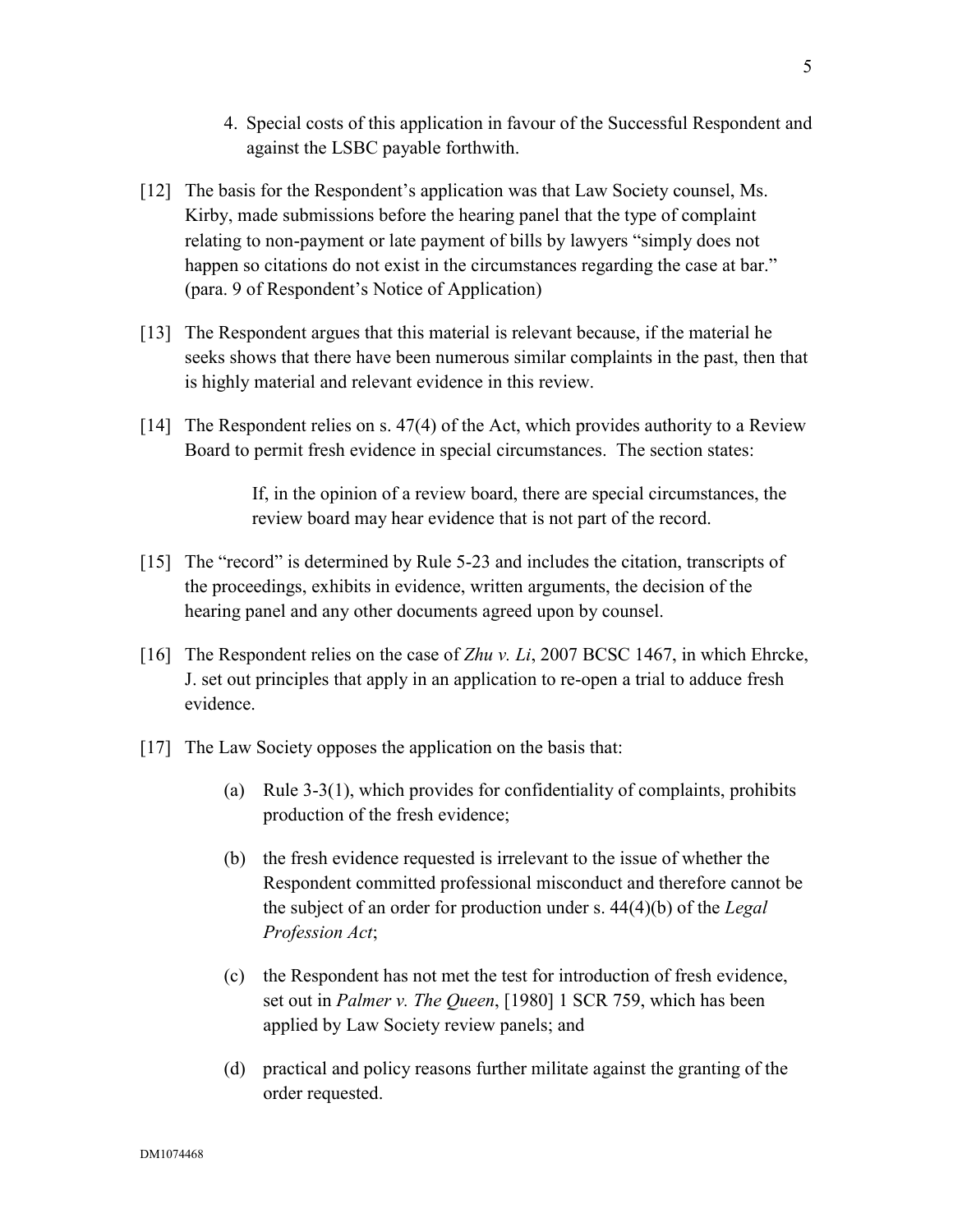4. Special costs of this application in favour of the Successful Respondent and against the LSBC payable forthwith.

[12] The basis for the Respondent's application was that Law Society counsel, Ms. Kirby, made submissions before the hearing panel that the type of complaint relating to non-payment or late payment of bills by lawyers "simply does not happen so citations do not exist in the circumstances regarding the case at bar." (para. 9 of Respondent's Notice of Application)

[13] The Respondent argues that this material is relevant because, if the material he seeks shows that there have been numerous similar complaints in the past, then that is highly material and relevant evidence in this review.

[14] The Respondent relies on s. 47(4) of the Act, which provides authority to a Review Board to permit fresh evidence in special circumstances. The section states:

> If, in the opinion of a review board, there are special circumstances, the review board may hear evidence that is not part of the record.

[15] The "record" is determined by Rule 5-23 and includes the citation, transcripts of the proceedings, exhibits in evidence, written arguments, the decision of the hearing panel and any other documents agreed upon by counsel.

[16] The Respondent relies on the case of *Zhu v. Li*, 2007 BCSC 1467, in which Ehrcke, J. set out principles that apply in an application to re-open a trial to adduce fresh evidence.

[17] The Law Society opposes the application on the basis that:

(a) Rule 3-3(1), which provides for confidentiality of complaints, prohibits production of the fresh evidence;

(b) the fresh evidence requested is irrelevant to the issue of whether the Respondent committed professional misconduct and therefore cannot be the subject of an order for production under s. 44(4)(b) of the *Legal Profession Act*;

(c) the Respondent has not met the test for introduction of fresh evidence, set out in *Palmer v. The Queen*, [1980] 1 SCR 759, which has been applied by Law Society review panels; and

(d) practical and policy reasons further militate against the granting of the order requested.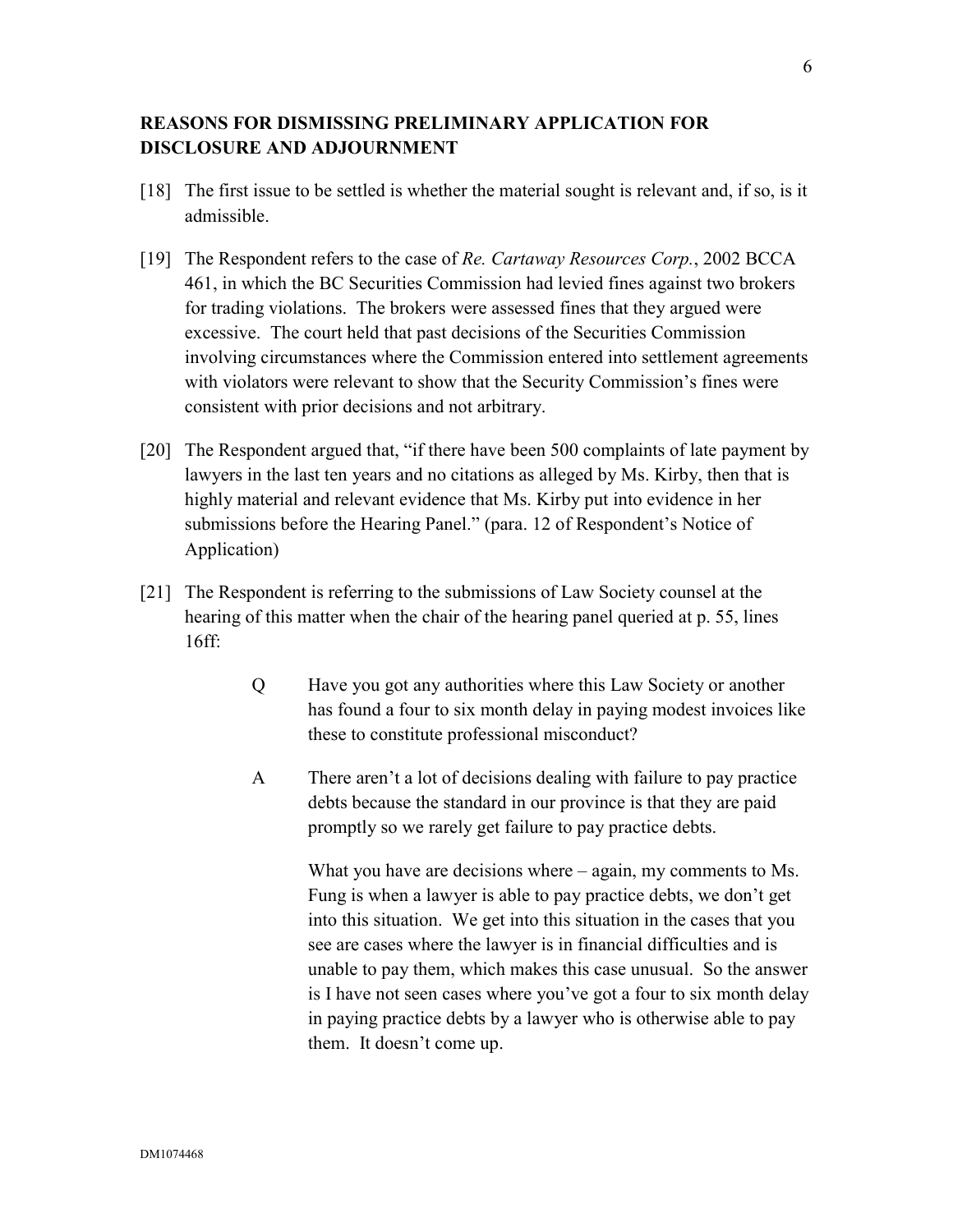## REASONS FOR DISMISSING PRELIMINARY APPLICATION FOR DISCLOSURE AND ADJOURNMENT

[18] The first issue to be settled is whether the material sought is relevant and, if so, is it admissible.

[19] The Respondent refers to the case of *Re. Cartaway Resources Corp.*, 2002 BCCA 461, in which the BC Securities Commission had levied fines against two brokers for trading violations. The brokers were assessed fines that they argued were excessive. The court held that past decisions of the Securities Commission involving circumstances where the Commission entered into settlement agreements with violators were relevant to show that the Security Commission's fines were consistent with prior decisions and not arbitrary.

[20] The Respondent argued that, "if there have been 500 complaints of late payment by lawyers in the last ten years and no citations as alleged by Ms. Kirby, then that is highly material and relevant evidence that Ms. Kirby put into evidence in her submissions before the Hearing Panel." (para. 12 of Respondent's Notice of Application)

[21] The Respondent is referring to the submissions of Law Society counsel at the hearing of this matter when the chair of the hearing panel queried at p. 55, lines 16ff:

> Q Have you got any authorities where this Law Society or another has found a four to six month delay in paying modest invoices like these to constitute professional misconduct?
>
> A There aren't a lot of decisions dealing with failure to pay practice debts because the standard in our province is that they are paid promptly so we rarely get failure to pay practice debts.
>
> What you have are decisions where – again, my comments to Ms. Fung is when a lawyer is able to pay practice debts, we don't get into this situation. We get into this situation in the cases that you see are cases where the lawyer is in financial difficulties and is unable to pay them, which makes this case unusual. So the answer is I have not seen cases where you've got a four to six month delay in paying practice debts by a lawyer who is otherwise able to pay them. It doesn't come up.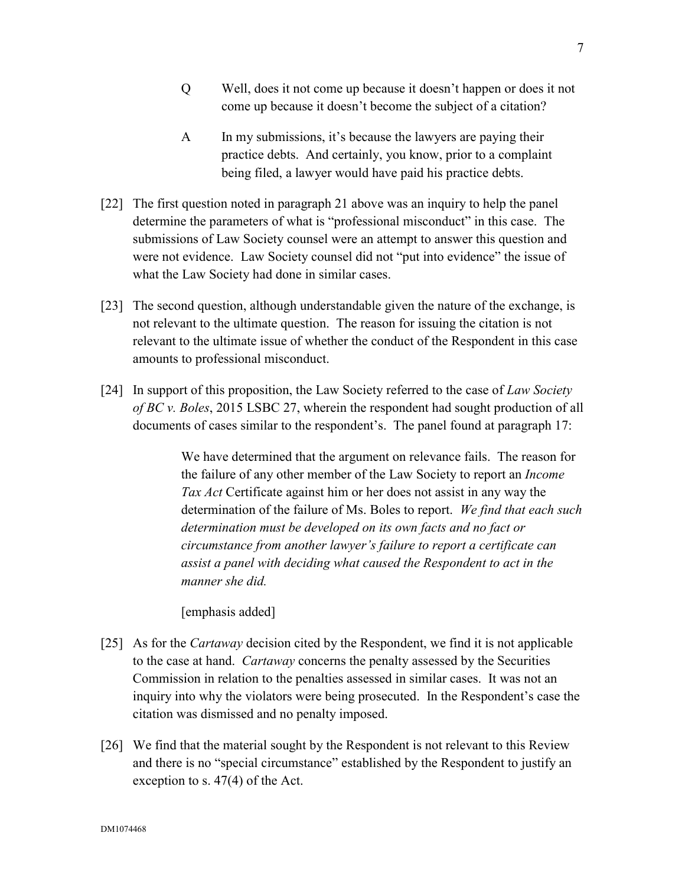Q Well, does it not come up because it doesn't happen or does it not come up because it doesn't become the subject of a citation?

A In my submissions, it's because the lawyers are paying their practice debts. And certainly, you know, prior to a complaint being filed, a lawyer would have paid his practice debts.

[22] The first question noted in paragraph 21 above was an inquiry to help the panel determine the parameters of what is "professional misconduct" in this case. The submissions of Law Society counsel were an attempt to answer this question and were not evidence. Law Society counsel did not "put into evidence" the issue of what the Law Society had done in similar cases.

[23] The second question, although understandable given the nature of the exchange, is not relevant to the ultimate question. The reason for issuing the citation is not relevant to the ultimate issue of whether the conduct of the Respondent in this case amounts to professional misconduct.

[24] In support of this proposition, the Law Society referred to the case of *Law Society of BC v. Boles*, 2015 LSBC 27, wherein the respondent had sought production of all documents of cases similar to the respondent's. The panel found at paragraph 17:

> We have determined that the argument on relevance fails. The reason for the failure of any other member of the Law Society to report an *Income Tax Act* Certificate against him or her does not assist in any way the determination of the failure of Ms. Boles to report. *We find that each such determination must be developed on its own facts and no fact or circumstance from another lawyer's failure to report a certificate can assist a panel with deciding what caused the Respondent to act in the manner she did.*
>
> [emphasis added]

[25] As for the *Cartaway* decision cited by the Respondent, we find it is not applicable to the case at hand. *Cartaway* concerns the penalty assessed by the Securities Commission in relation to the penalties assessed in similar cases. It was not an inquiry into why the violators were being prosecuted. In the Respondent's case the citation was dismissed and no penalty imposed.

[26] We find that the material sought by the Respondent is not relevant to this Review and there is no "special circumstance" established by the Respondent to justify an exception to s. 47(4) of the Act.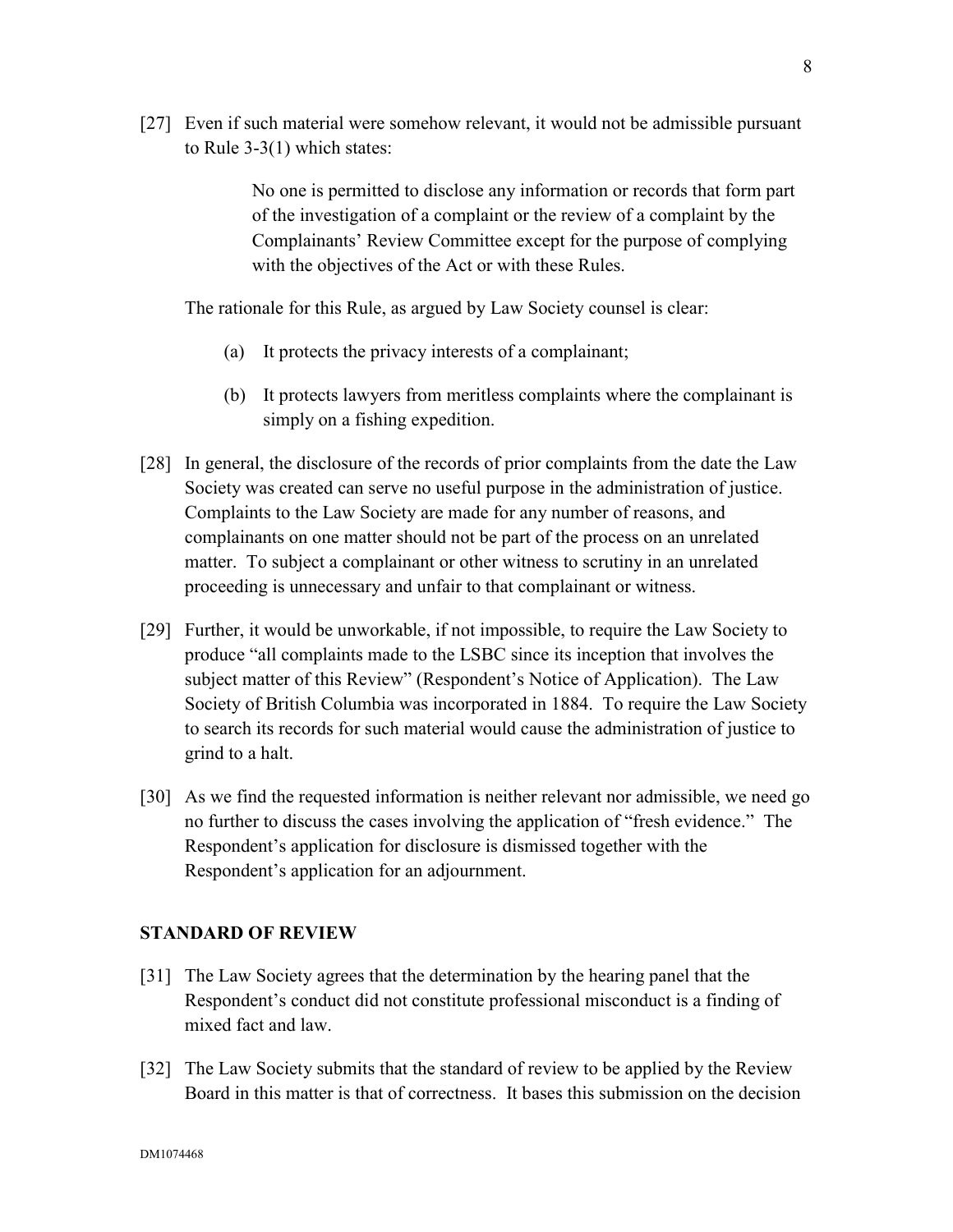[27] Even if such material were somehow relevant, it would not be admissible pursuant to Rule 3-3(1) which states:

> No one is permitted to disclose any information or records that form part of the investigation of a complaint or the review of a complaint by the Complainants' Review Committee except for the purpose of complying with the objectives of the Act or with these Rules.

The rationale for this Rule, as argued by Law Society counsel is clear:

(a) It protects the privacy interests of a complainant;

(b) It protects lawyers from meritless complaints where the complainant is simply on a fishing expedition.

[28] In general, the disclosure of the records of prior complaints from the date the Law Society was created can serve no useful purpose in the administration of justice. Complaints to the Law Society are made for any number of reasons, and complainants on one matter should not be part of the process on an unrelated matter. To subject a complainant or other witness to scrutiny in an unrelated proceeding is unnecessary and unfair to that complainant or witness.

[29] Further, it would be unworkable, if not impossible, to require the Law Society to produce "all complaints made to the LSBC since its inception that involves the subject matter of this Review" (Respondent's Notice of Application). The Law Society of British Columbia was incorporated in 1884. To require the Law Society to search its records for such material would cause the administration of justice to grind to a halt.

[30] As we find the requested information is neither relevant nor admissible, we need go no further to discuss the cases involving the application of "fresh evidence." The Respondent's application for disclosure is dismissed together with the Respondent's application for an adjournment.

## STANDARD OF REVIEW

[31] The Law Society agrees that the determination by the hearing panel that the Respondent's conduct did not constitute professional misconduct is a finding of mixed fact and law.

[32] The Law Society submits that the standard of review to be applied by the Review Board in this matter is that of correctness. It bases this submission on the decision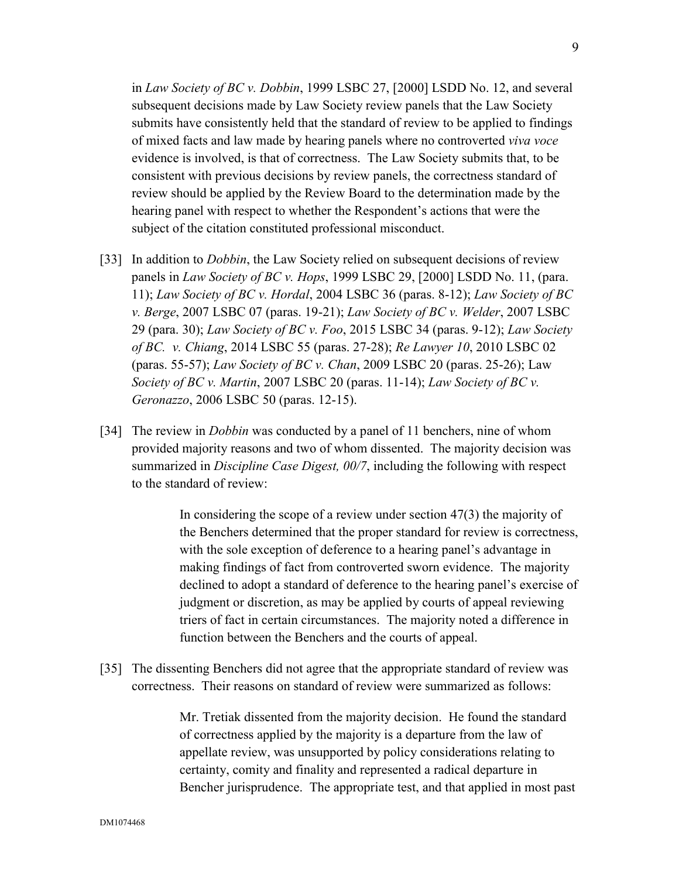in *Law Society of BC v. Dobbin*, 1999 LSBC 27, [2000] LSDD No. 12, and several subsequent decisions made by Law Society review panels that the Law Society submits have consistently held that the standard of review to be applied to findings of mixed facts and law made by hearing panels where no controverted *viva voce* evidence is involved, is that of correctness. The Law Society submits that, to be consistent with previous decisions by review panels, the correctness standard of review should be applied by the Review Board to the determination made by the hearing panel with respect to whether the Respondent's actions that were the subject of the citation constituted professional misconduct.

[33] In addition to *Dobbin*, the Law Society relied on subsequent decisions of review panels in *Law Society of BC v. Hops*, 1999 LSBC 29, [2000] LSDD No. 11, (para. 11); *Law Society of BC v. Hordal*, 2004 LSBC 36 (paras. 8-12); *Law Society of BC v. Berge*, 2007 LSBC 07 (paras. 19-21); *Law Society of BC v. Welder*, 2007 LSBC 29 (para. 30); *Law Society of BC v. Foo*, 2015 LSBC 34 (paras. 9-12); *Law Society of BC. v. Chiang*, 2014 LSBC 55 (paras. 27-28); *Re Lawyer 10*, 2010 LSBC 02 (paras. 55-57); *Law Society of BC v. Chan*, 2009 LSBC 20 (paras. 25-26); Law *Society of BC v. Martin*, 2007 LSBC 20 (paras. 11-14); *Law Society of BC v. Geronazzo*, 2006 LSBC 50 (paras. 12-15).

[34] The review in *Dobbin* was conducted by a panel of 11 benchers, nine of whom provided majority reasons and two of whom dissented. The majority decision was summarized in *Discipline Case Digest, 00/7*, including the following with respect to the standard of review:

> In considering the scope of a review under section 47(3) the majority of the Benchers determined that the proper standard for review is correctness, with the sole exception of deference to a hearing panel's advantage in making findings of fact from controverted sworn evidence. The majority declined to adopt a standard of deference to the hearing panel's exercise of judgment or discretion, as may be applied by courts of appeal reviewing triers of fact in certain circumstances. The majority noted a difference in function between the Benchers and the courts of appeal.

[35] The dissenting Benchers did not agree that the appropriate standard of review was correctness. Their reasons on standard of review were summarized as follows:

> Mr. Tretiak dissented from the majority decision. He found the standard of correctness applied by the majority is a departure from the law of appellate review, was unsupported by policy considerations relating to certainty, comity and finality and represented a radical departure in Bencher jurisprudence. The appropriate test, and that applied in most past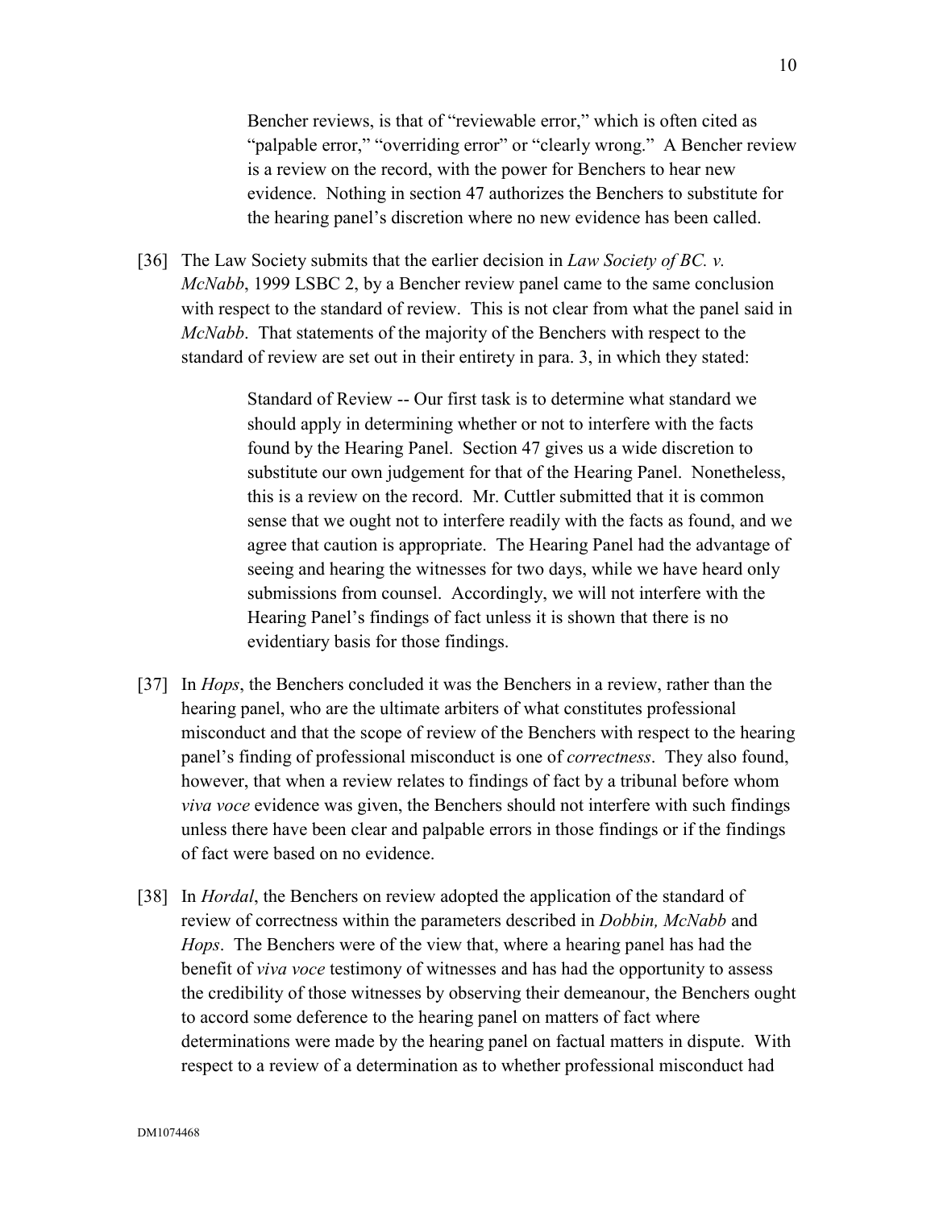> Bencher reviews, is that of "reviewable error," which is often cited as "palpable error," "overriding error" or "clearly wrong." A Bencher review is a review on the record, with the power for Benchers to hear new evidence. Nothing in section 47 authorizes the Benchers to substitute for the hearing panel's discretion where no new evidence has been called.

[36] The Law Society submits that the earlier decision in *Law Society of BC. v. McNabb*, 1999 LSBC 2, by a Bencher review panel came to the same conclusion with respect to the standard of review. This is not clear from what the panel said in *McNabb*. That statements of the majority of the Benchers with respect to the standard of review are set out in their entirety in para. 3, in which they stated:

> Standard of Review -- Our first task is to determine what standard we should apply in determining whether or not to interfere with the facts found by the Hearing Panel. Section 47 gives us a wide discretion to substitute our own judgement for that of the Hearing Panel. Nonetheless, this is a review on the record. Mr. Cuttler submitted that it is common sense that we ought not to interfere readily with the facts as found, and we agree that caution is appropriate. The Hearing Panel had the advantage of seeing and hearing the witnesses for two days, while we have heard only submissions from counsel. Accordingly, we will not interfere with the Hearing Panel's findings of fact unless it is shown that there is no evidentiary basis for those findings.

[37] In *Hops*, the Benchers concluded it was the Benchers in a review, rather than the hearing panel, who are the ultimate arbiters of what constitutes professional misconduct and that the scope of review of the Benchers with respect to the hearing panel's finding of professional misconduct is one of *correctness*. They also found, however, that when a review relates to findings of fact by a tribunal before whom *viva voce* evidence was given, the Benchers should not interfere with such findings unless there have been clear and palpable errors in those findings or if the findings of fact were based on no evidence.

[38] In *Hordal*, the Benchers on review adopted the application of the standard of review of correctness within the parameters described in *Dobbin, McNabb* and *Hops*. The Benchers were of the view that, where a hearing panel has had the benefit of *viva voce* testimony of witnesses and has had the opportunity to assess the credibility of those witnesses by observing their demeanour, the Benchers ought to accord some deference to the hearing panel on matters of fact where determinations were made by the hearing panel on factual matters in dispute. With respect to a review of a determination as to whether professional misconduct had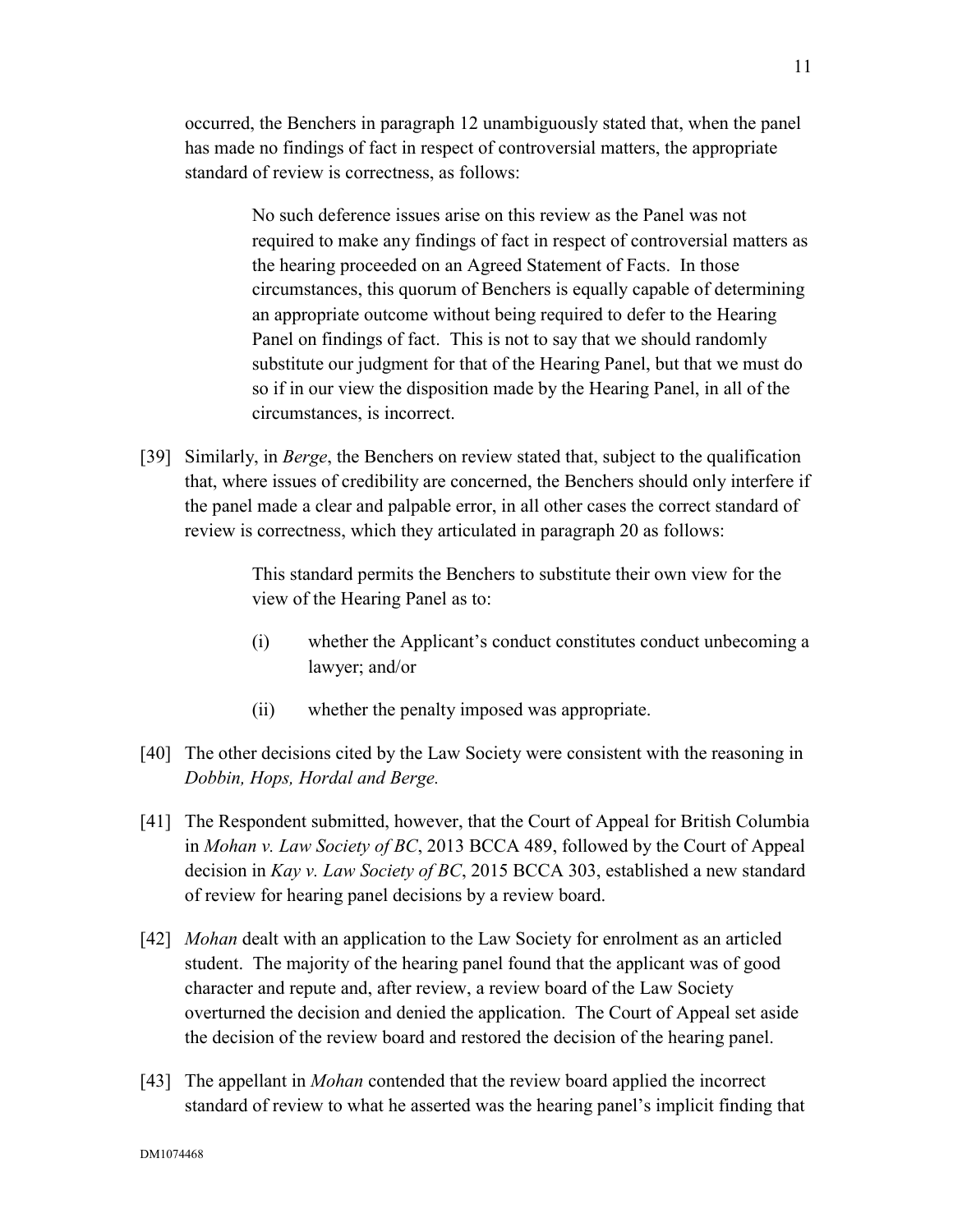occurred, the Benchers in paragraph 12 unambiguously stated that, when the panel has made no findings of fact in respect of controversial matters, the appropriate standard of review is correctness, as follows:

> No such deference issues arise on this review as the Panel was not required to make any findings of fact in respect of controversial matters as the hearing proceeded on an Agreed Statement of Facts. In those circumstances, this quorum of Benchers is equally capable of determining an appropriate outcome without being required to defer to the Hearing Panel on findings of fact. This is not to say that we should randomly substitute our judgment for that of the Hearing Panel, but that we must do so if in our view the disposition made by the Hearing Panel, in all of the circumstances, is incorrect.

[39] Similarly, in *Berge*, the Benchers on review stated that, subject to the qualification that, where issues of credibility are concerned, the Benchers should only interfere if the panel made a clear and palpable error, in all other cases the correct standard of review is correctness, which they articulated in paragraph 20 as follows:

> This standard permits the Benchers to substitute their own view for the view of the Hearing Panel as to:
>
> (i) whether the Applicant's conduct constitutes conduct unbecoming a lawyer; and/or
>
> (ii) whether the penalty imposed was appropriate.

[40] The other decisions cited by the Law Society were consistent with the reasoning in *Dobbin, Hops, Hordal and Berge.*

[41] The Respondent submitted, however, that the Court of Appeal for British Columbia in *Mohan v. Law Society of BC*, 2013 BCCA 489, followed by the Court of Appeal decision in *Kay v. Law Society of BC*, 2015 BCCA 303, established a new standard of review for hearing panel decisions by a review board.

[42] *Mohan* dealt with an application to the Law Society for enrolment as an articled student. The majority of the hearing panel found that the applicant was of good character and repute and, after review, a review board of the Law Society overturned the decision and denied the application. The Court of Appeal set aside the decision of the review board and restored the decision of the hearing panel.

[43] The appellant in *Mohan* contended that the review board applied the incorrect standard of review to what he asserted was the hearing panel's implicit finding that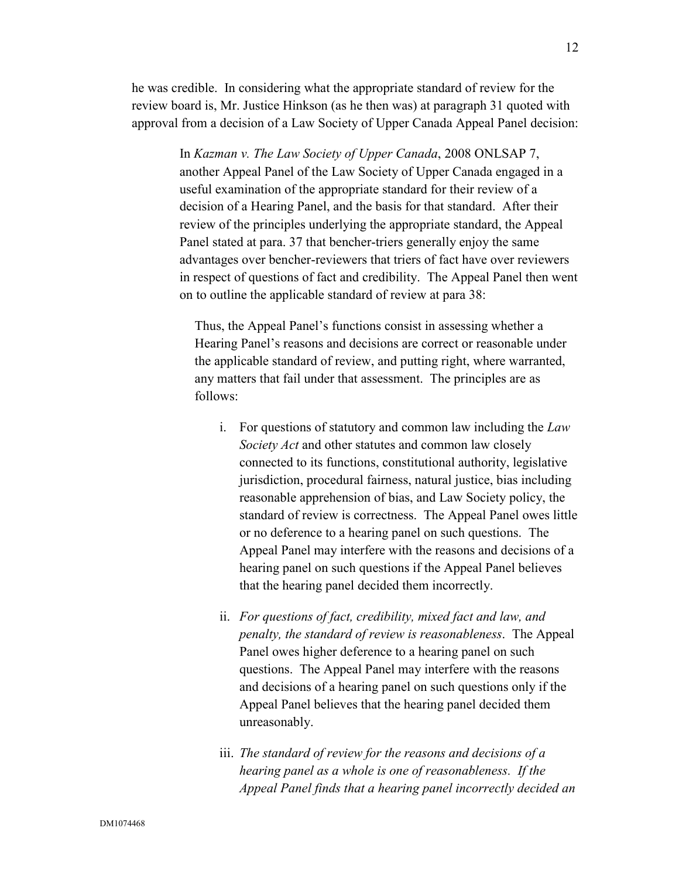he was credible. In considering what the appropriate standard of review for the review board is, Mr. Justice Hinkson (as he then was) at paragraph 31 quoted with approval from a decision of a Law Society of Upper Canada Appeal Panel decision:

> In *Kazman v. The Law Society of Upper Canada*, 2008 ONLSAP 7, another Appeal Panel of the Law Society of Upper Canada engaged in a useful examination of the appropriate standard for their review of a decision of a Hearing Panel, and the basis for that standard. After their review of the principles underlying the appropriate standard, the Appeal Panel stated at para. 37 that bencher-triers generally enjoy the same advantages over bencher-reviewers that triers of fact have over reviewers in respect of questions of fact and credibility. The Appeal Panel then went on to outline the applicable standard of review at para 38:
>
>> Thus, the Appeal Panel's functions consist in assessing whether a Hearing Panel's reasons and decisions are correct or reasonable under the applicable standard of review, and putting right, where warranted, any matters that fail under that assessment. The principles are as follows:
>>
>> i. For questions of statutory and common law including the *Law Society Act* and other statutes and common law closely connected to its functions, constitutional authority, legislative jurisdiction, procedural fairness, natural justice, bias including reasonable apprehension of bias, and Law Society policy, the standard of review is correctness. The Appeal Panel owes little or no deference to a hearing panel on such questions. The Appeal Panel may interfere with the reasons and decisions of a hearing panel on such questions if the Appeal Panel believes that the hearing panel decided them incorrectly.
>>
>> ii. *For questions of fact, credibility, mixed fact and law, and penalty, the standard of review is reasonableness*. The Appeal Panel owes higher deference to a hearing panel on such questions. The Appeal Panel may interfere with the reasons and decisions of a hearing panel on such questions only if the Appeal Panel believes that the hearing panel decided them unreasonably.
>>
>> iii. *The standard of review for the reasons and decisions of a hearing panel as a whole is one of reasonableness. If the Appeal Panel finds that a hearing panel incorrectly decided an*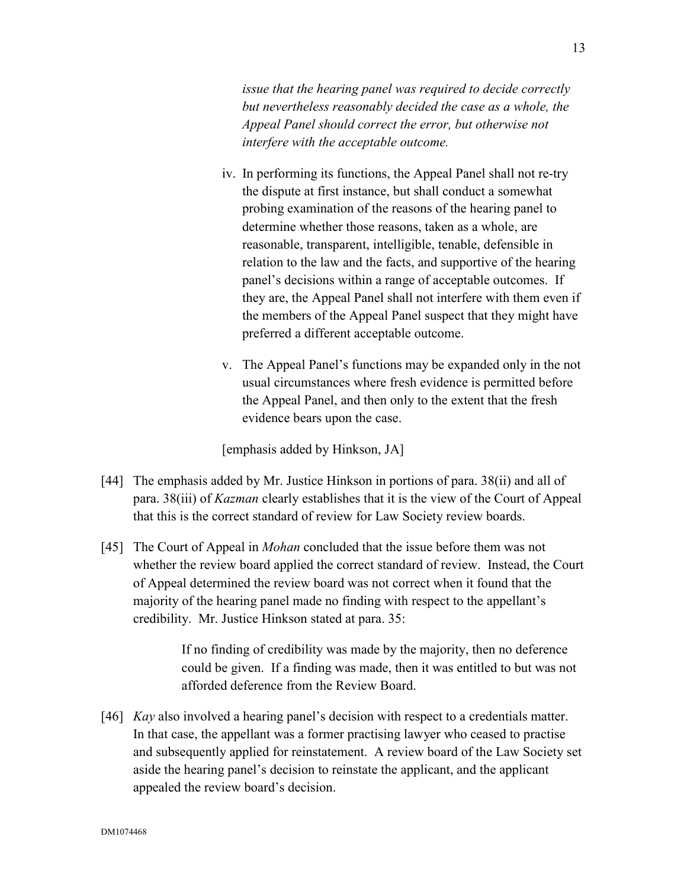> *issue that the hearing panel was required to decide correctly but nevertheless reasonably decided the case as a whole, the Appeal Panel should correct the error, but otherwise not interfere with the acceptable outcome.*
>
> iv. In performing its functions, the Appeal Panel shall not re-try the dispute at first instance, but shall conduct a somewhat probing examination of the reasons of the hearing panel to determine whether those reasons, taken as a whole, are reasonable, transparent, intelligible, tenable, defensible in relation to the law and the facts, and supportive of the hearing panel's decisions within a range of acceptable outcomes. If they are, the Appeal Panel shall not interfere with them even if the members of the Appeal Panel suspect that they might have preferred a different acceptable outcome.
>
> v. The Appeal Panel's functions may be expanded only in the not usual circumstances where fresh evidence is permitted before the Appeal Panel, and then only to the extent that the fresh evidence bears upon the case.
>
> [emphasis added by Hinkson, JA]

[44] The emphasis added by Mr. Justice Hinkson in portions of para. 38(ii) and all of para. 38(iii) of *Kazman* clearly establishes that it is the view of the Court of Appeal that this is the correct standard of review for Law Society review boards.

[45] The Court of Appeal in *Mohan* concluded that the issue before them was not whether the review board applied the correct standard of review. Instead, the Court of Appeal determined the review board was not correct when it found that the majority of the hearing panel made no finding with respect to the appellant's credibility. Mr. Justice Hinkson stated at para. 35:

> If no finding of credibility was made by the majority, then no deference could be given. If a finding was made, then it was entitled to but was not afforded deference from the Review Board.

[46] *Kay* also involved a hearing panel's decision with respect to a credentials matter. In that case, the appellant was a former practising lawyer who ceased to practise and subsequently applied for reinstatement. A review board of the Law Society set aside the hearing panel's decision to reinstate the applicant, and the applicant appealed the review board's decision.

DM1074468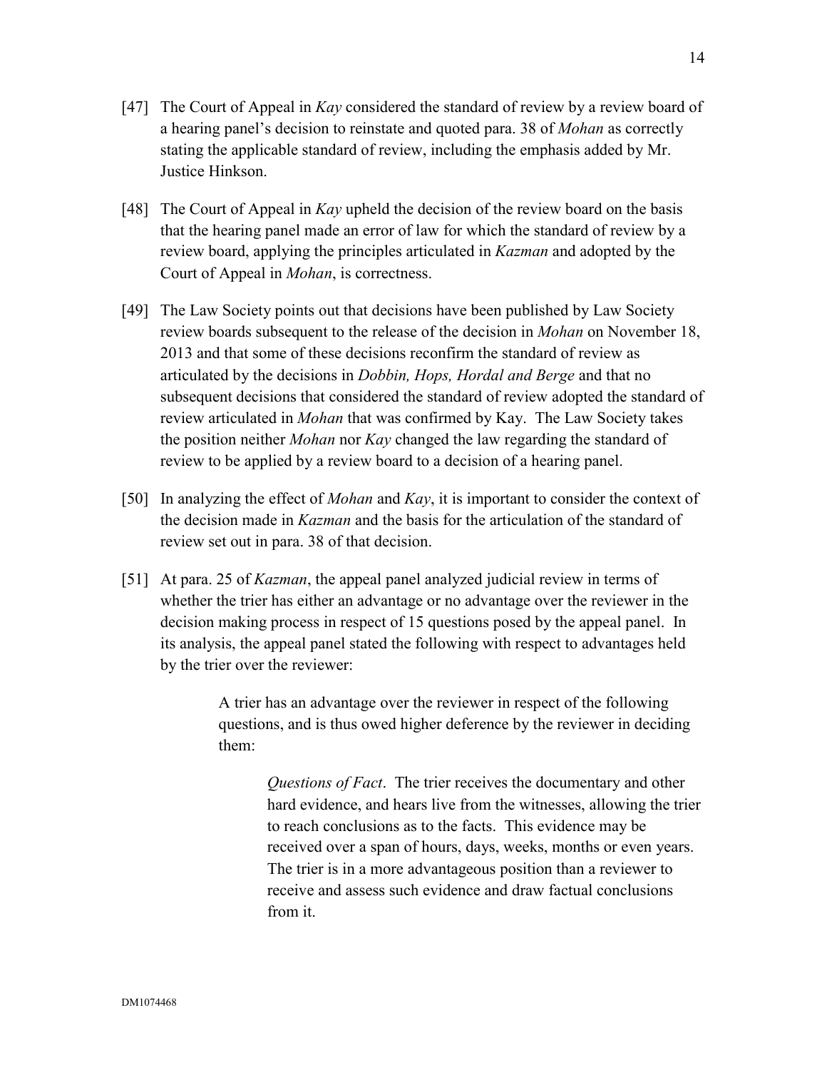[47] The Court of Appeal in *Kay* considered the standard of review by a review board of a hearing panel's decision to reinstate and quoted para. 38 of *Mohan* as correctly stating the applicable standard of review, including the emphasis added by Mr. Justice Hinkson.

[48] The Court of Appeal in *Kay* upheld the decision of the review board on the basis that the hearing panel made an error of law for which the standard of review by a review board, applying the principles articulated in *Kazman* and adopted by the Court of Appeal in *Mohan*, is correctness.

[49] The Law Society points out that decisions have been published by Law Society review boards subsequent to the release of the decision in *Mohan* on November 18, 2013 and that some of these decisions reconfirm the standard of review as articulated by the decisions in *Dobbin, Hops, Hordal and Berge* and that no subsequent decisions that considered the standard of review adopted the standard of review articulated in *Mohan* that was confirmed by Kay. The Law Society takes the position neither *Mohan* nor *Kay* changed the law regarding the standard of review to be applied by a review board to a decision of a hearing panel.

[50] In analyzing the effect of *Mohan* and *Kay*, it is important to consider the context of the decision made in *Kazman* and the basis for the articulation of the standard of review set out in para. 38 of that decision.

[51] At para. 25 of *Kazman*, the appeal panel analyzed judicial review in terms of whether the trier has either an advantage or no advantage over the reviewer in the decision making process in respect of 15 questions posed by the appeal panel. In its analysis, the appeal panel stated the following with respect to advantages held by the trier over the reviewer:

> A trier has an advantage over the reviewer in respect of the following questions, and is thus owed higher deference by the reviewer in deciding them:
>
> > *Questions of Fact*. The trier receives the documentary and other hard evidence, and hears live from the witnesses, allowing the trier to reach conclusions as to the facts. This evidence may be received over a span of hours, days, weeks, months or even years. The trier is in a more advantageous position than a reviewer to receive and assess such evidence and draw factual conclusions from it.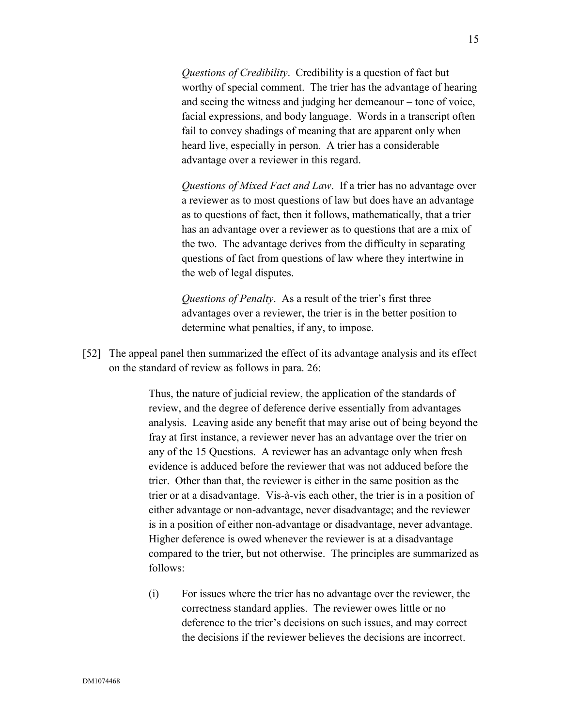> *Questions of Credibility*. Credibility is a question of fact but worthy of special comment. The trier has the advantage of hearing and seeing the witness and judging her demeanour – tone of voice, facial expressions, and body language. Words in a transcript often fail to convey shadings of meaning that are apparent only when heard live, especially in person. A trier has a considerable advantage over a reviewer in this regard.
>
> *Questions of Mixed Fact and Law*. If a trier has no advantage over a reviewer as to most questions of law but does have an advantage as to questions of fact, then it follows, mathematically, that a trier has an advantage over a reviewer as to questions that are a mix of the two. The advantage derives from the difficulty in separating questions of fact from questions of law where they intertwine in the web of legal disputes.
>
> *Questions of Penalty*. As a result of the trier's first three advantages over a reviewer, the trier is in the better position to determine what penalties, if any, to impose.

[52] The appeal panel then summarized the effect of its advantage analysis and its effect on the standard of review as follows in para. 26:

> Thus, the nature of judicial review, the application of the standards of review, and the degree of deference derive essentially from advantages analysis. Leaving aside any benefit that may arise out of being beyond the fray at first instance, a reviewer never has an advantage over the trier on any of the 15 Questions. A reviewer has an advantage only when fresh evidence is adduced before the reviewer that was not adduced before the trier. Other than that, the reviewer is either in the same position as the trier or at a disadvantage. Vis-à-vis each other, the trier is in a position of either advantage or non-advantage, never disadvantage; and the reviewer is in a position of either non-advantage or disadvantage, never advantage. Higher deference is owed whenever the reviewer is at a disadvantage compared to the trier, but not otherwise. The principles are summarized as follows:
>
> (i) For issues where the trier has no advantage over the reviewer, the correctness standard applies. The reviewer owes little or no deference to the trier's decisions on such issues, and may correct the decisions if the reviewer believes the decisions are incorrect.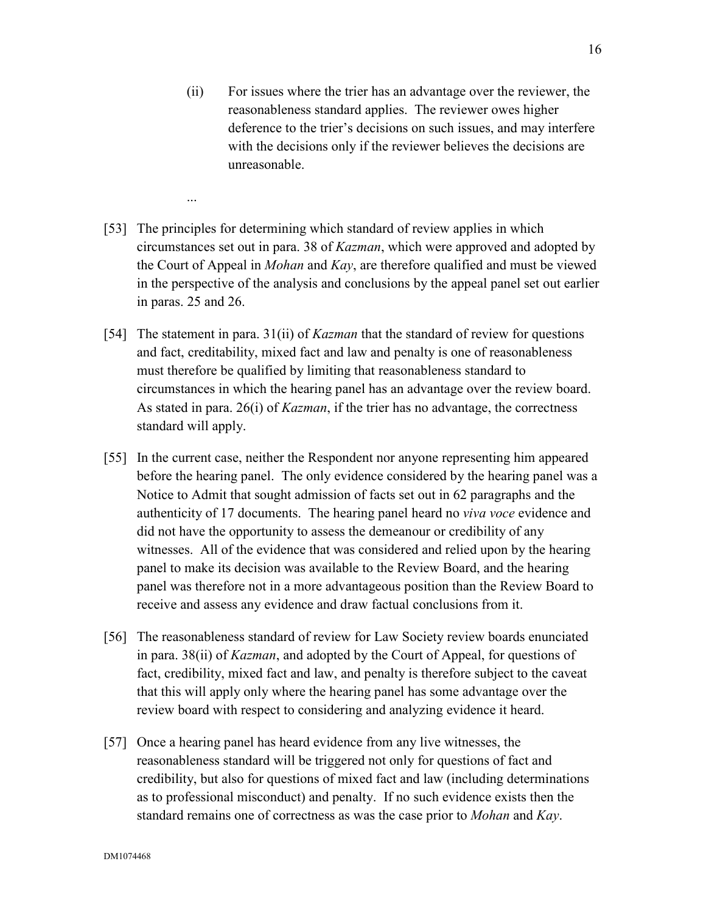(ii) For issues where the trier has an advantage over the reviewer, the reasonableness standard applies. The reviewer owes higher deference to the trier's decisions on such issues, and may interfere with the decisions only if the reviewer believes the decisions are unreasonable.

...

[53] The principles for determining which standard of review applies in which circumstances set out in para. 38 of *Kazman*, which were approved and adopted by the Court of Appeal in *Mohan* and *Kay*, are therefore qualified and must be viewed in the perspective of the analysis and conclusions by the appeal panel set out earlier in paras. 25 and 26.

[54] The statement in para. 31(ii) of *Kazman* that the standard of review for questions and fact, creditability, mixed fact and law and penalty is one of reasonableness must therefore be qualified by limiting that reasonableness standard to circumstances in which the hearing panel has an advantage over the review board. As stated in para. 26(i) of *Kazman*, if the trier has no advantage, the correctness standard will apply.

[55] In the current case, neither the Respondent nor anyone representing him appeared before the hearing panel. The only evidence considered by the hearing panel was a Notice to Admit that sought admission of facts set out in 62 paragraphs and the authenticity of 17 documents. The hearing panel heard no *viva voce* evidence and did not have the opportunity to assess the demeanour or credibility of any witnesses. All of the evidence that was considered and relied upon by the hearing panel to make its decision was available to the Review Board, and the hearing panel was therefore not in a more advantageous position than the Review Board to receive and assess any evidence and draw factual conclusions from it.

[56] The reasonableness standard of review for Law Society review boards enunciated in para. 38(ii) of *Kazman*, and adopted by the Court of Appeal, for questions of fact, credibility, mixed fact and law, and penalty is therefore subject to the caveat that this will apply only where the hearing panel has some advantage over the review board with respect to considering and analyzing evidence it heard.

[57] Once a hearing panel has heard evidence from any live witnesses, the reasonableness standard will be triggered not only for questions of fact and credibility, but also for questions of mixed fact and law (including determinations as to professional misconduct) and penalty. If no such evidence exists then the standard remains one of correctness as was the case prior to *Mohan* and *Kay*.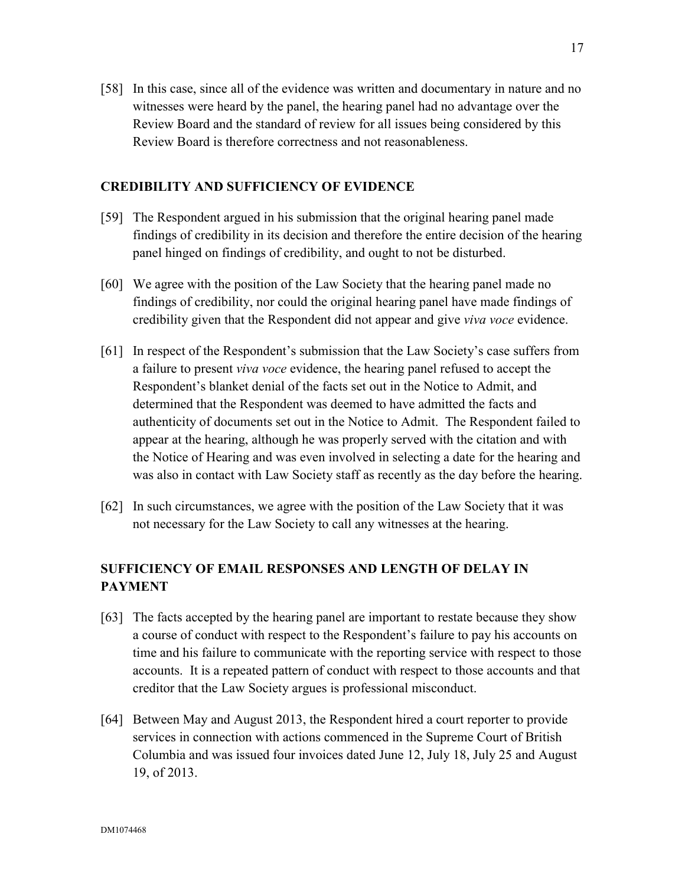[58] In this case, since all of the evidence was written and documentary in nature and no witnesses were heard by the panel, the hearing panel had no advantage over the Review Board and the standard of review for all issues being considered by this Review Board is therefore correctness and not reasonableness.

## CREDIBILITY AND SUFFICIENCY OF EVIDENCE

[59] The Respondent argued in his submission that the original hearing panel made findings of credibility in its decision and therefore the entire decision of the hearing panel hinged on findings of credibility, and ought to not be disturbed.

[60] We agree with the position of the Law Society that the hearing panel made no findings of credibility, nor could the original hearing panel have made findings of credibility given that the Respondent did not appear and give *viva voce* evidence.

[61] In respect of the Respondent's submission that the Law Society's case suffers from a failure to present *viva voce* evidence, the hearing panel refused to accept the Respondent's blanket denial of the facts set out in the Notice to Admit, and determined that the Respondent was deemed to have admitted the facts and authenticity of documents set out in the Notice to Admit. The Respondent failed to appear at the hearing, although he was properly served with the citation and with the Notice of Hearing and was even involved in selecting a date for the hearing and was also in contact with Law Society staff as recently as the day before the hearing.

[62] In such circumstances, we agree with the position of the Law Society that it was not necessary for the Law Society to call any witnesses at the hearing.

## SUFFICIENCY OF EMAIL RESPONSES AND LENGTH OF DELAY IN PAYMENT

[63] The facts accepted by the hearing panel are important to restate because they show a course of conduct with respect to the Respondent's failure to pay his accounts on time and his failure to communicate with the reporting service with respect to those accounts. It is a repeated pattern of conduct with respect to those accounts and that creditor that the Law Society argues is professional misconduct.

[64] Between May and August 2013, the Respondent hired a court reporter to provide services in connection with actions commenced in the Supreme Court of British Columbia and was issued four invoices dated June 12, July 18, July 25 and August 19, of 2013.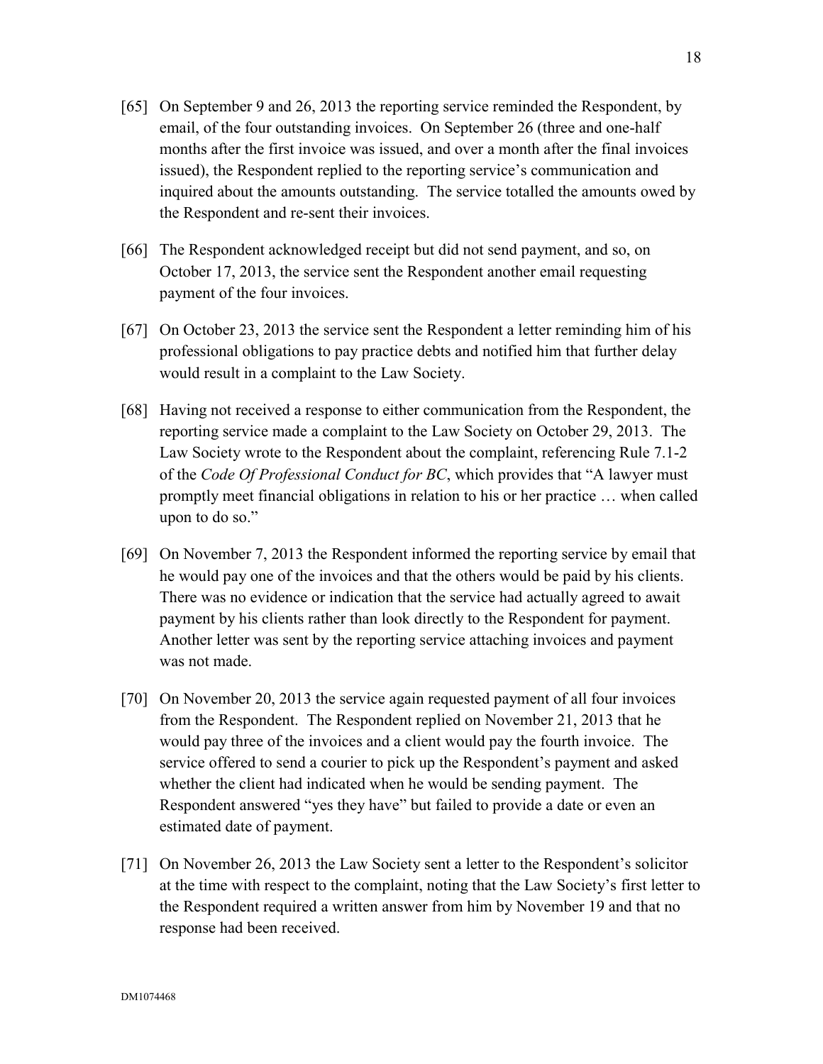[65] On September 9 and 26, 2013 the reporting service reminded the Respondent, by email, of the four outstanding invoices. On September 26 (three and one-half months after the first invoice was issued, and over a month after the final invoices issued), the Respondent replied to the reporting service's communication and inquired about the amounts outstanding. The service totalled the amounts owed by the Respondent and re-sent their invoices.

[66] The Respondent acknowledged receipt but did not send payment, and so, on October 17, 2013, the service sent the Respondent another email requesting payment of the four invoices.

[67] On October 23, 2013 the service sent the Respondent a letter reminding him of his professional obligations to pay practice debts and notified him that further delay would result in a complaint to the Law Society.

[68] Having not received a response to either communication from the Respondent, the reporting service made a complaint to the Law Society on October 29, 2013. The Law Society wrote to the Respondent about the complaint, referencing Rule 7.1-2 of the *Code Of Professional Conduct for BC*, which provides that "A lawyer must promptly meet financial obligations in relation to his or her practice … when called upon to do so."

[69] On November 7, 2013 the Respondent informed the reporting service by email that he would pay one of the invoices and that the others would be paid by his clients. There was no evidence or indication that the service had actually agreed to await payment by his clients rather than look directly to the Respondent for payment. Another letter was sent by the reporting service attaching invoices and payment was not made.

[70] On November 20, 2013 the service again requested payment of all four invoices from the Respondent. The Respondent replied on November 21, 2013 that he would pay three of the invoices and a client would pay the fourth invoice. The service offered to send a courier to pick up the Respondent's payment and asked whether the client had indicated when he would be sending payment. The Respondent answered "yes they have" but failed to provide a date or even an estimated date of payment.

[71] On November 26, 2013 the Law Society sent a letter to the Respondent's solicitor at the time with respect to the complaint, noting that the Law Society's first letter to the Respondent required a written answer from him by November 19 and that no response had been received.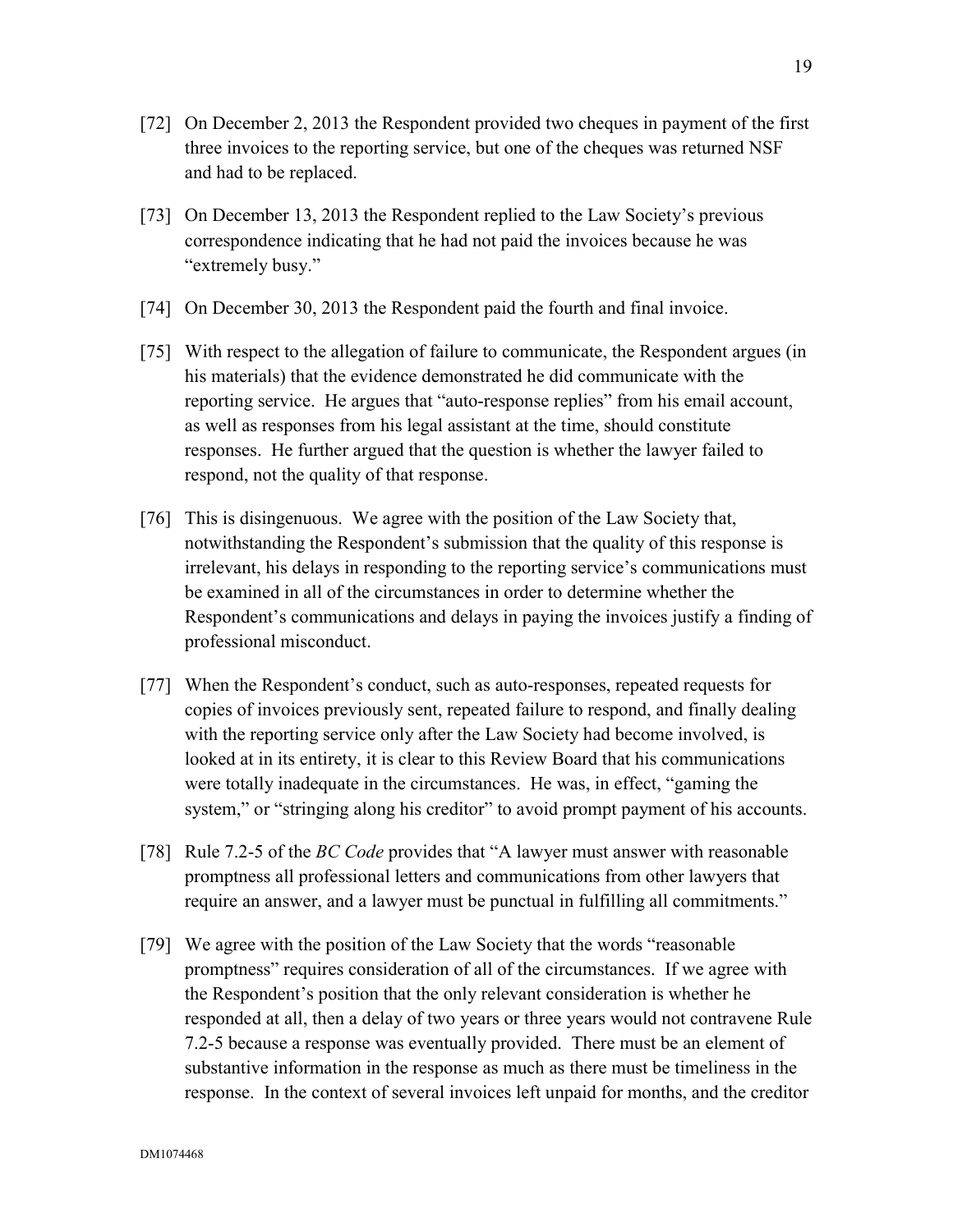[72] On December 2, 2013 the Respondent provided two cheques in payment of the first three invoices to the reporting service, but one of the cheques was returned NSF and had to be replaced.

[73] On December 13, 2013 the Respondent replied to the Law Society's previous correspondence indicating that he had not paid the invoices because he was "extremely busy."

[74] On December 30, 2013 the Respondent paid the fourth and final invoice.

[75] With respect to the allegation of failure to communicate, the Respondent argues (in his materials) that the evidence demonstrated he did communicate with the reporting service. He argues that "auto-response replies" from his email account, as well as responses from his legal assistant at the time, should constitute responses. He further argued that the question is whether the lawyer failed to respond, not the quality of that response.

[76] This is disingenuous. We agree with the position of the Law Society that, notwithstanding the Respondent's submission that the quality of this response is irrelevant, his delays in responding to the reporting service's communications must be examined in all of the circumstances in order to determine whether the Respondent's communications and delays in paying the invoices justify a finding of professional misconduct.

[77] When the Respondent's conduct, such as auto-responses, repeated requests for copies of invoices previously sent, repeated failure to respond, and finally dealing with the reporting service only after the Law Society had become involved, is looked at in its entirety, it is clear to this Review Board that his communications were totally inadequate in the circumstances. He was, in effect, "gaming the system," or "stringing along his creditor" to avoid prompt payment of his accounts.

[78] Rule 7.2-5 of the *BC Code* provides that "A lawyer must answer with reasonable promptness all professional letters and communications from other lawyers that require an answer, and a lawyer must be punctual in fulfilling all commitments."

[79] We agree with the position of the Law Society that the words "reasonable promptness" requires consideration of all of the circumstances. If we agree with the Respondent's position that the only relevant consideration is whether he responded at all, then a delay of two years or three years would not contravene Rule 7.2-5 because a response was eventually provided. There must be an element of substantive information in the response as much as there must be timeliness in the response. In the context of several invoices left unpaid for months, and the creditor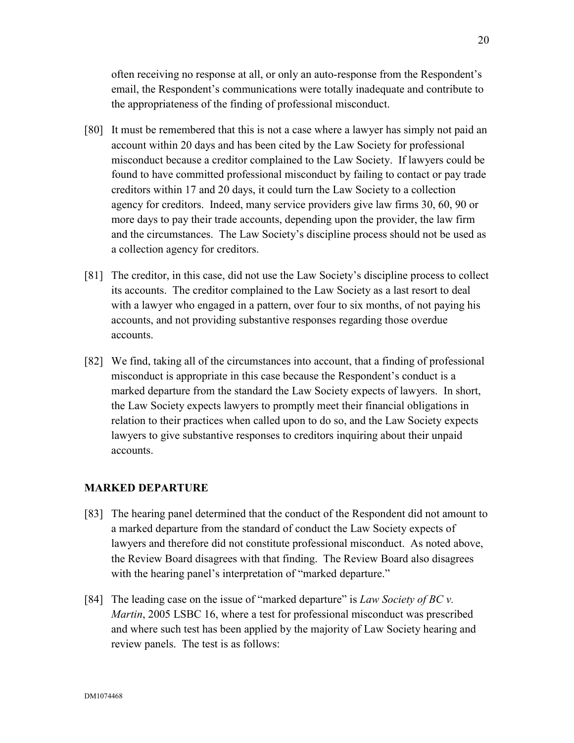often receiving no response at all, or only an auto-response from the Respondent's email, the Respondent's communications were totally inadequate and contribute to the appropriateness of the finding of professional misconduct.

[80] It must be remembered that this is not a case where a lawyer has simply not paid an account within 20 days and has been cited by the Law Society for professional misconduct because a creditor complained to the Law Society. If lawyers could be found to have committed professional misconduct by failing to contact or pay trade creditors within 17 and 20 days, it could turn the Law Society to a collection agency for creditors. Indeed, many service providers give law firms 30, 60, 90 or more days to pay their trade accounts, depending upon the provider, the law firm and the circumstances. The Law Society's discipline process should not be used as a collection agency for creditors.

[81] The creditor, in this case, did not use the Law Society's discipline process to collect its accounts. The creditor complained to the Law Society as a last resort to deal with a lawyer who engaged in a pattern, over four to six months, of not paying his accounts, and not providing substantive responses regarding those overdue accounts.

[82] We find, taking all of the circumstances into account, that a finding of professional misconduct is appropriate in this case because the Respondent's conduct is a marked departure from the standard the Law Society expects of lawyers. In short, the Law Society expects lawyers to promptly meet their financial obligations in relation to their practices when called upon to do so, and the Law Society expects lawyers to give substantive responses to creditors inquiring about their unpaid accounts.

## MARKED DEPARTURE

[83] The hearing panel determined that the conduct of the Respondent did not amount to a marked departure from the standard of conduct the Law Society expects of lawyers and therefore did not constitute professional misconduct. As noted above, the Review Board disagrees with that finding. The Review Board also disagrees with the hearing panel's interpretation of "marked departure."

[84] The leading case on the issue of "marked departure" is *Law Society of BC v. Martin*, 2005 LSBC 16, where a test for professional misconduct was prescribed and where such test has been applied by the majority of Law Society hearing and review panels. The test is as follows: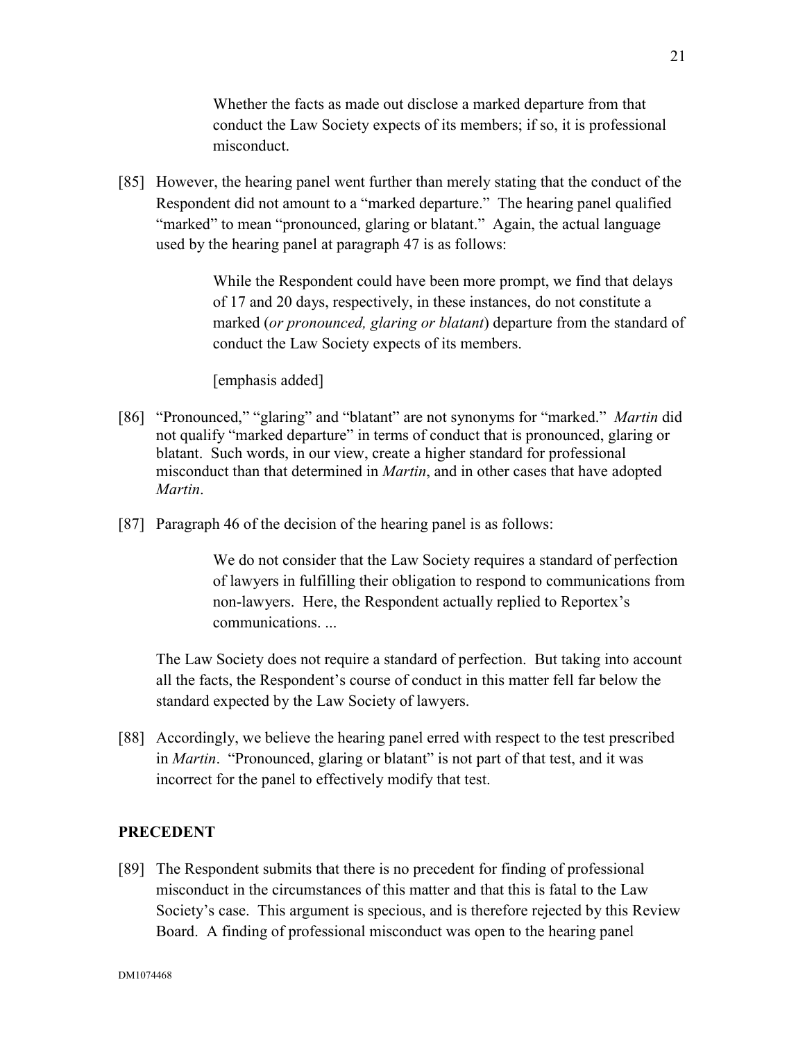> Whether the facts as made out disclose a marked departure from that conduct the Law Society expects of its members; if so, it is professional misconduct.

[85] However, the hearing panel went further than merely stating that the conduct of the Respondent did not amount to a "marked departure." The hearing panel qualified "marked" to mean "pronounced, glaring or blatant." Again, the actual language used by the hearing panel at paragraph 47 is as follows:

> While the Respondent could have been more prompt, we find that delays of 17 and 20 days, respectively, in these instances, do not constitute a marked (*or pronounced, glaring or blatant*) departure from the standard of conduct the Law Society expects of its members.
>
> [emphasis added]

[86] "Pronounced," "glaring" and "blatant" are not synonyms for "marked." *Martin* did not qualify "marked departure" in terms of conduct that is pronounced, glaring or blatant. Such words, in our view, create a higher standard for professional misconduct than that determined in *Martin*, and in other cases that have adopted *Martin*.

[87] Paragraph 46 of the decision of the hearing panel is as follows:

> We do not consider that the Law Society requires a standard of perfection of lawyers in fulfilling their obligation to respond to communications from non-lawyers. Here, the Respondent actually replied to Reportex's communications. ...

The Law Society does not require a standard of perfection. But taking into account all the facts, the Respondent's course of conduct in this matter fell far below the standard expected by the Law Society of lawyers.

[88] Accordingly, we believe the hearing panel erred with respect to the test prescribed in *Martin*. "Pronounced, glaring or blatant" is not part of that test, and it was incorrect for the panel to effectively modify that test.

## PRECEDENT

[89] The Respondent submits that there is no precedent for finding of professional misconduct in the circumstances of this matter and that this is fatal to the Law Society's case. This argument is specious, and is therefore rejected by this Review Board. A finding of professional misconduct was open to the hearing panel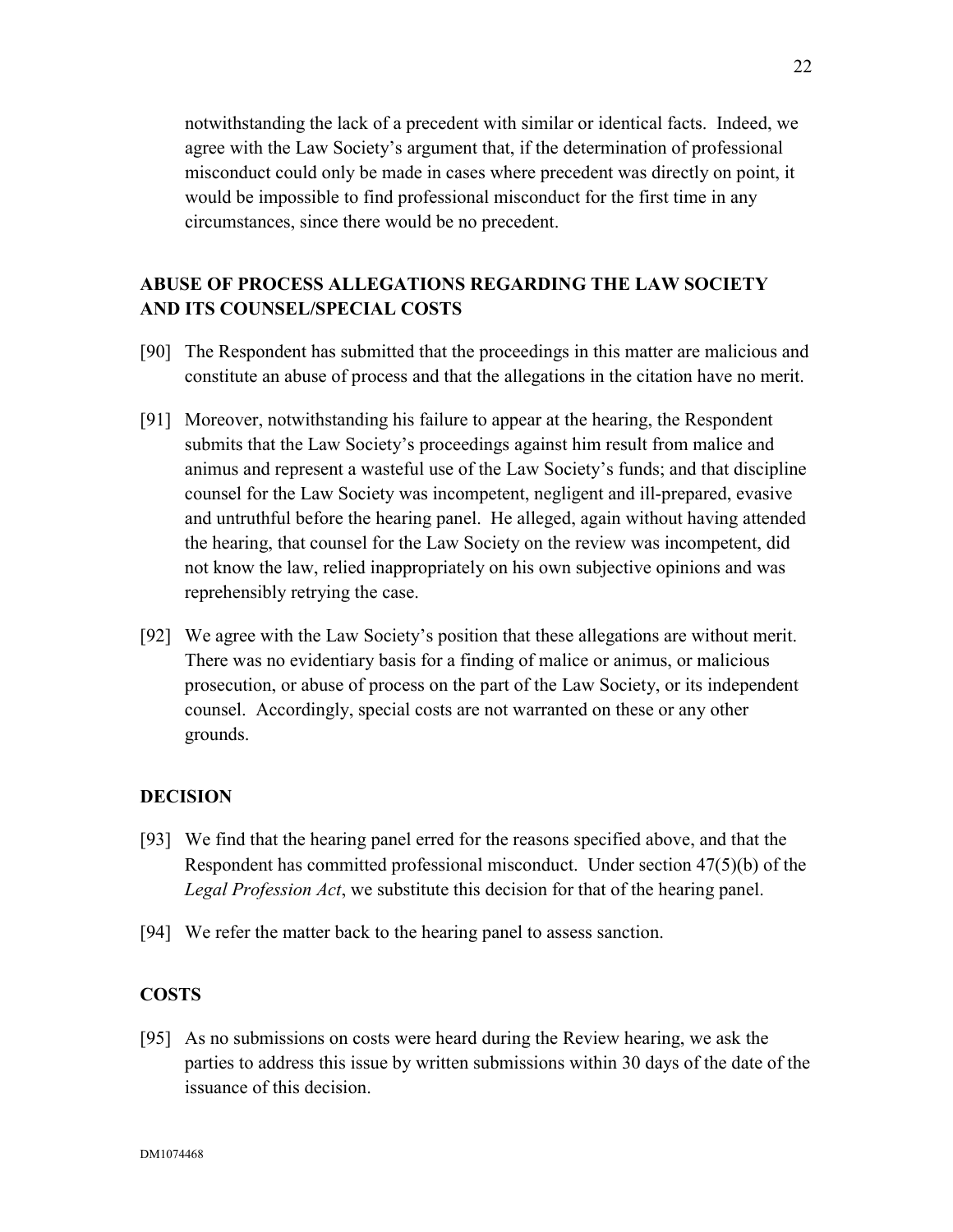notwithstanding the lack of a precedent with similar or identical facts. Indeed, we agree with the Law Society's argument that, if the determination of professional misconduct could only be made in cases where precedent was directly on point, it would be impossible to find professional misconduct for the first time in any circumstances, since there would be no precedent.

## ABUSE OF PROCESS ALLEGATIONS REGARDING THE LAW SOCIETY AND ITS COUNSEL/SPECIAL COSTS

[90] The Respondent has submitted that the proceedings in this matter are malicious and constitute an abuse of process and that the allegations in the citation have no merit.

[91] Moreover, notwithstanding his failure to appear at the hearing, the Respondent submits that the Law Society's proceedings against him result from malice and animus and represent a wasteful use of the Law Society's funds; and that discipline counsel for the Law Society was incompetent, negligent and ill-prepared, evasive and untruthful before the hearing panel. He alleged, again without having attended the hearing, that counsel for the Law Society on the review was incompetent, did not know the law, relied inappropriately on his own subjective opinions and was reprehensibly retrying the case.

[92] We agree with the Law Society's position that these allegations are without merit. There was no evidentiary basis for a finding of malice or animus, or malicious prosecution, or abuse of process on the part of the Law Society, or its independent counsel. Accordingly, special costs are not warranted on these or any other grounds.

## DECISION

[93] We find that the hearing panel erred for the reasons specified above, and that the Respondent has committed professional misconduct. Under section 47(5)(b) of the *Legal Profession Act*, we substitute this decision for that of the hearing panel.

[94] We refer the matter back to the hearing panel to assess sanction.

## COSTS

[95] As no submissions on costs were heard during the Review hearing, we ask the parties to address this issue by written submissions within 30 days of the date of the issuance of this decision.

DM1074468